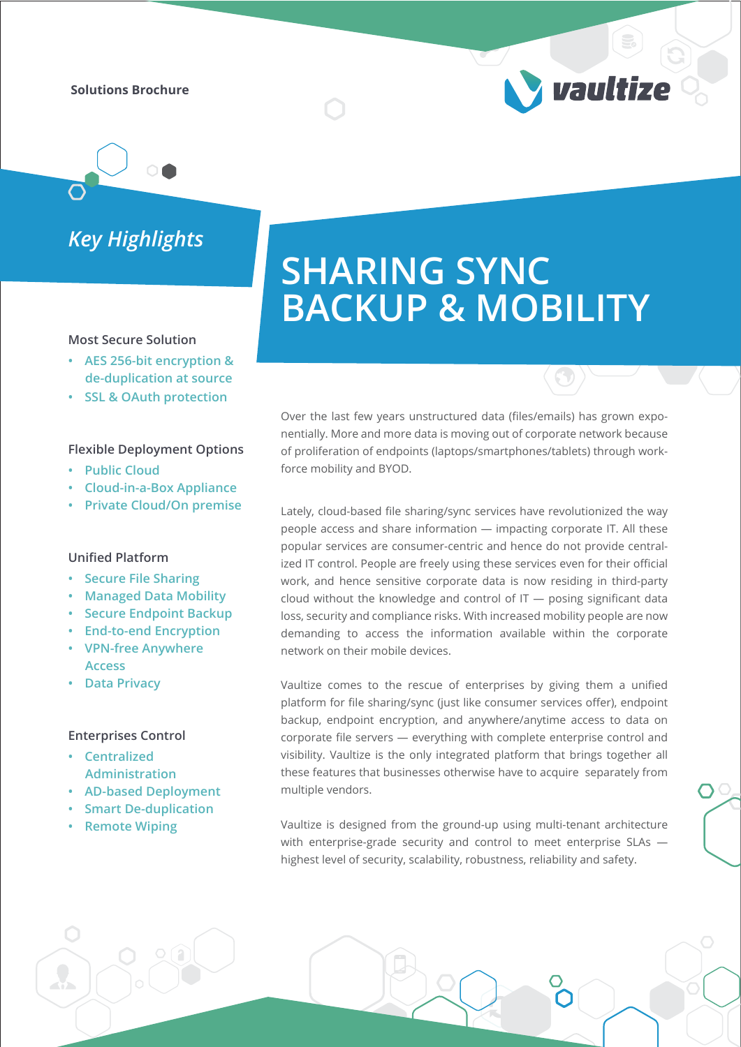Solutions Brochure

vaultize

# SHARING SYNC BACKUP & MOBILITY

## *Key Highlights*

### Most Secure Solution

- AES 256-bit encryption & de-duplication at source
- SSL & OAuth protection

### Flexible Deployment Options

- Public Cloud
- Cloud-in-a-Box Appliance
- Private Cloud/On premise

### Unified Platform

- Secure File Sharing
- Managed Data Mobility
- Secure Endpoint Backup
- End-to-end Encryption
- VPN-free Anywhere Access
- Data Privacy

### Enterprises Control

- Centralized Administration
- AD-based Deployment
- Smart De-duplication
- Remote Wiping

Over the last few years unstructured data (files/emails) has grown exponentially. More and more data is moving out of corporate network because of proliferation of endpoints (laptops/smartphones/tablets) through workforce mobility and BYOD.

Lately, cloud-based file sharing/sync services have revolutionized the way people access and share information — impacting corporate IT. All these popular services are consumer-centric and hence do not provide centralized IT control. People are freely using these services even for their official work, and hence sensitive corporate data is now residing in third-party cloud without the knowledge and control of IT — posing significant data loss, security and compliance risks. With increased mobility people are now demanding to access the information available within the corporate network on their mobile devices.

Vaultize comes to the rescue of enterprises by giving them a unified platform for file sharing/sync (just like consumer services offer), endpoint backup, endpoint encryption, and anywhere/anytime access to data on corporate file servers — everything with complete enterprise control and visibility. Vaultize is the only integrated platform that brings together all these features that businesses otherwise have to acquire separately from multiple vendors.

Vaultize is designed from the ground-up using multi-tenant architecture with enterprise-grade security and control to meet enterprise SLAs — highest level of security, scalability, robustness, reliability and safety.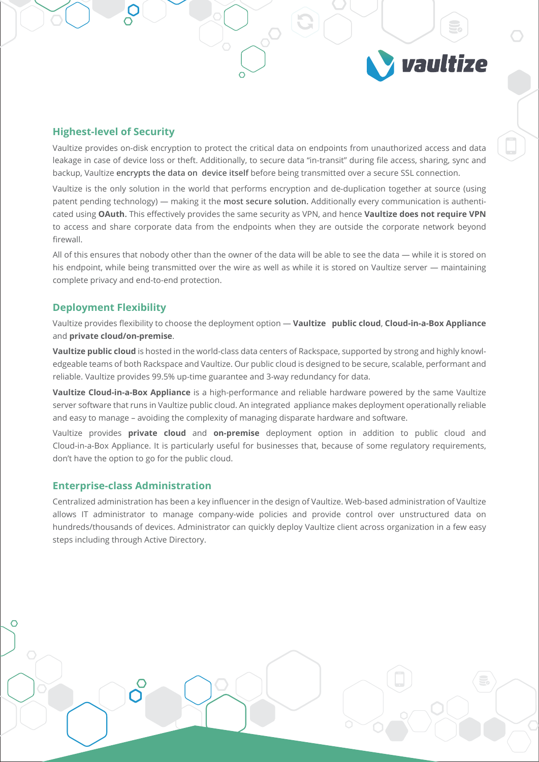## Highest-level of Security

Vaultize provides on-disk encryption to protect the critical data on endpoints from unauthorized access and data leakage in case of device loss or theft. Additionally, to secure data "in-transit" during file access, sharing, sync and backup, Vaultize **encrypts the data on device itself** before being transmitted over a secure SSL connection.

Vaultize is the only solution in the world that performs encryption and de-duplication together at source (using patent pending technology) — making it the **most secure solution.** Additionally every communication is authenticated using **OAuth.** This effectively provides the same security as VPN, and hence **Vaultize does not require VPN** to access and share corporate data from the endpoints when they are outside the corporate network beyond firewall.

All of this ensures that nobody other than the owner of the data will be able to see the data — while it is stored on his endpoint, while being transmitted over the wire as well as while it is stored on Vaultize server — maintaining complete privacy and end-to-end protection.

## Deployment Flexibility

Vaultize provides flexibility to choose the deployment option — **Vaultize public cloud**, **Cloud-in-a-Box Appliance** and **private cloud/on-premise**.

**Vaultize public cloud** is hosted in the world-class data centers of Rackspace, supported by strong and highly knowledgeable teams of both Rackspace and Vaultize. Our public cloud is designed to be secure, scalable, performant and reliable. Vaultize provides 99.5% up-time guarantee and 3-way redundancy for data.

**Vaultize Cloud-in-a-Box Appliance** is a high-performance and reliable hardware powered by the same Vaultize server software that runs in Vaultize public cloud. An integrated appliance makes deployment operationally reliable and easy to manage – avoiding the complexity of managing disparate hardware and software.

Vaultize provides **private cloud** and **on-premise** deployment option in addition to public cloud and Cloud-in-a-Box Appliance. It is particularly useful for businesses that, because of some regulatory requirements, don't have the option to go for the public cloud.

## Enterprise-class Administration

Centralized administration has been a key influencer in the design of Vaultize. Web-based administration of Vaultize allows IT administrator to manage company-wide policies and provide control over unstructured data on hundreds/thousands of devices. Administrator can quickly deploy Vaultize client across organization in a few easy steps including through Active Directory.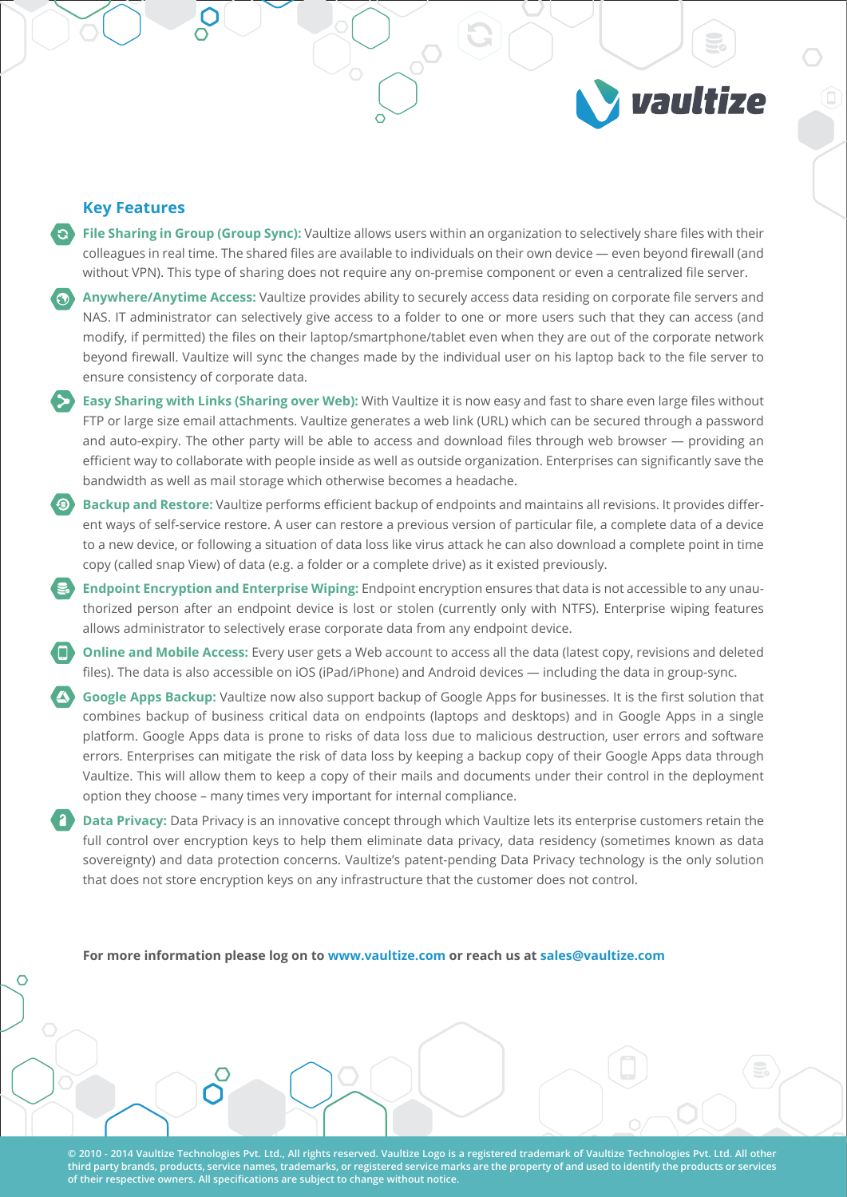## Key Features

- **File Sharing in Group (Group Sync):** Vaultize allows users within an organization to selectively share files with their colleagues in real time. The shared files are available to individuals on their own device — even beyond firewall (and without VPN). This type of sharing does not require any on-premise component or even a centralized file server.
- **Anywhere/Anytime Access:** Vaultize provides ability to securely access data residing on corporate file servers and NAS. IT administrator can selectively give access to a folder to one or more users such that they can access (and modify, if permitted) the files on their laptop/smartphone/tablet even when they are out of the corporate network beyond firewall. Vaultize will sync the changes made by the individual user on his laptop back to the file server to ensure consistency of corporate data.
- **Easy Sharing with Links (Sharing over Web):** With Vaultize it is now easy and fast to share even large files without FTP or large size email attachments. Vaultize generates a web link (URL) which can be secured through a password and auto-expiry. The other party will be able to access and download files through web browser — providing an efficient way to collaborate with people inside as well as outside organization. Enterprises can significantly save the bandwidth as well as mail storage which otherwise becomes a headache.
- **Backup and Restore:** Vaultize performs efficient backup of endpoints and maintains all revisions. It provides different ways of self-service restore. A user can restore a previous version of particular file, a complete data of a device to a new device, or following a situation of data loss like virus attack he can also download a complete point in time copy (called snap View) of data (e.g. a folder or a complete drive) as it existed previously.
- **Endpoint Encryption and Enterprise Wiping:** Endpoint encryption ensures that data is not accessible to any unauthorized person after an endpoint device is lost or stolen (currently only with NTFS). Enterprise wiping features allows administrator to selectively erase corporate data from any endpoint device.
- **Online and Mobile Access:** Every user gets a Web account to access all the data (latest copy, revisions and deleted files). The data is also accessible on iOS (iPad/iPhone) and Android devices — including the data in group-sync.
- **Google Apps Backup:** Vaultize now also support backup of Google Apps for businesses. It is the first solution that combines backup of business critical data on endpoints (laptops and desktops) and in Google Apps in a single platform. Google Apps data is prone to risks of data loss due to malicious destruction, user errors and software errors. Enterprises can mitigate the risk of data loss by keeping a backup copy of their Google Apps data through Vaultize. This will allow them to keep a copy of their mails and documents under their control in the deployment option they choose – many times very important for internal compliance.
- **Data Privacy:** Data Privacy is an innovative concept through which Vaultize lets its enterprise customers retain the full control over encryption keys to help them eliminate data privacy, data residency (sometimes known as data sovereignty) and data protection concerns. Vaultize's patent-pending Data Privacy technology is the only solution that does not store encryption keys on any infrastructure that the customer does not control.

**For more information please log on to www.vaultize.com or reach us at sales@vaultize.com**

© 2010 - 2014 Vaultize Technologies Pvt. Ltd., All rights reserved. Vaultize Logo is a registered trademark of Vaultize Technologies Pvt. Ltd. All other third party brands, products, service names, trademarks, or registered service marks are the property of and used to identify the products or services of their respective owners. All specifications are subject to change without notice.